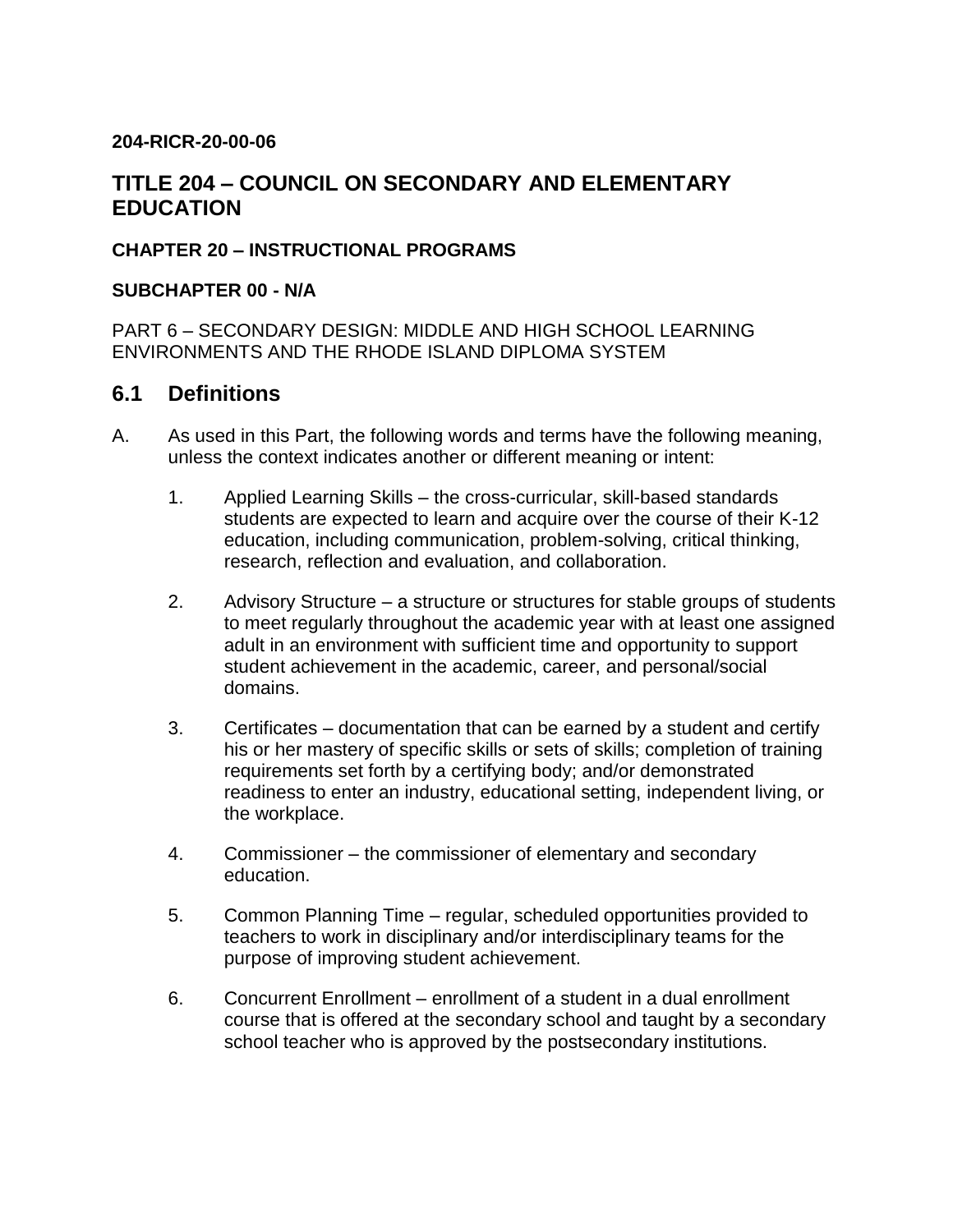**204-RICR-20-00-06**

# TITLE 204 – COUNCIL ON SECONDARY AND ELEMENTARY EDUCATION

**CHAPTER 20 – INSTRUCTIONAL PROGRAMS**

**SUBCHAPTER 00 - N/A**

PART 6 – SECONDARY DESIGN: MIDDLE AND HIGH SCHOOL LEARNING ENVIRONMENTS AND THE RHODE ISLAND DIPLOMA SYSTEM

## 6.1 Definitions

A. As used in this Part, the following words and terms have the following meaning, unless the context indicates another or different meaning or intent:

1. Applied Learning Skills – the cross-curricular, skill-based standards students are expected to learn and acquire over the course of their K-12 education, including communication, problem-solving, critical thinking, research, reflection and evaluation, and collaboration.

2. Advisory Structure – a structure or structures for stable groups of students to meet regularly throughout the academic year with at least one assigned adult in an environment with sufficient time and opportunity to support student achievement in the academic, career, and personal/social domains.

3. Certificates – documentation that can be earned by a student and certify his or her mastery of specific skills or sets of skills; completion of training requirements set forth by a certifying body; and/or demonstrated readiness to enter an industry, educational setting, independent living, or the workplace.

4. Commissioner – the commissioner of elementary and secondary education.

5. Common Planning Time – regular, scheduled opportunities provided to teachers to work in disciplinary and/or interdisciplinary teams for the purpose of improving student achievement.

6. Concurrent Enrollment – enrollment of a student in a dual enrollment course that is offered at the secondary school and taught by a secondary school teacher who is approved by the postsecondary institutions.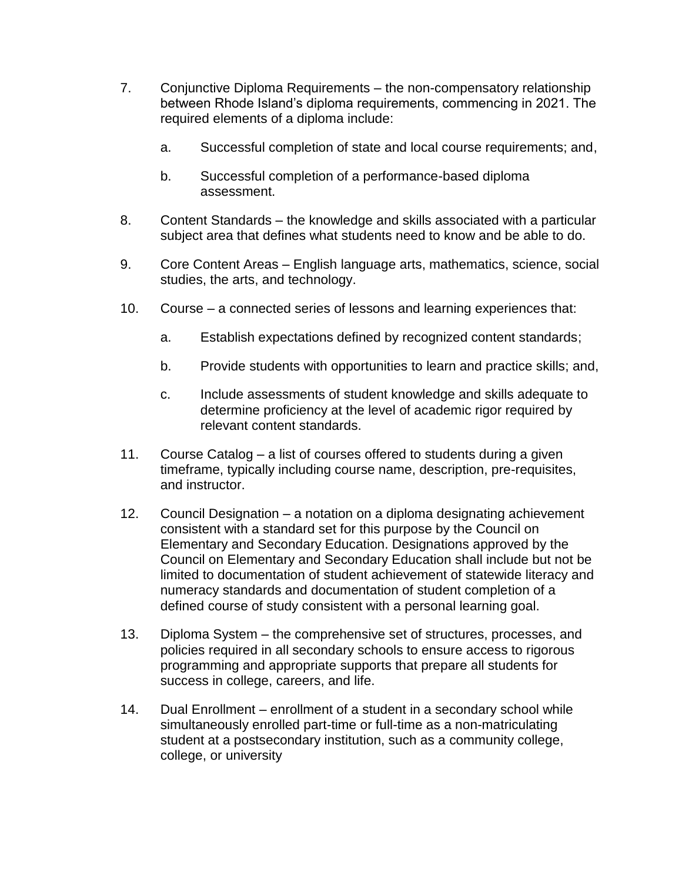7. Conjunctive Diploma Requirements – the non-compensatory relationship between Rhode Island's diploma requirements, commencing in 2021. The required elements of a diploma include:

   a. Successful completion of state and local course requirements; and,

   b. Successful completion of a performance-based diploma assessment.

8. Content Standards – the knowledge and skills associated with a particular subject area that defines what students need to know and be able to do.

9. Core Content Areas – English language arts, mathematics, science, social studies, the arts, and technology.

10. Course – a connected series of lessons and learning experiences that:

    a. Establish expectations defined by recognized content standards;

    b. Provide students with opportunities to learn and practice skills; and,

    c. Include assessments of student knowledge and skills adequate to determine proficiency at the level of academic rigor required by relevant content standards.

11. Course Catalog – a list of courses offered to students during a given timeframe, typically including course name, description, pre-requisites, and instructor.

12. Council Designation – a notation on a diploma designating achievement consistent with a standard set for this purpose by the Council on Elementary and Secondary Education. Designations approved by the Council on Elementary and Secondary Education shall include but not be limited to documentation of student achievement of statewide literacy and numeracy standards and documentation of student completion of a defined course of study consistent with a personal learning goal.

13. Diploma System – the comprehensive set of structures, processes, and policies required in all secondary schools to ensure access to rigorous programming and appropriate supports that prepare all students for success in college, careers, and life.

14. Dual Enrollment – enrollment of a student in a secondary school while simultaneously enrolled part-time or full-time as a non-matriculating student at a postsecondary institution, such as a community college, college, or university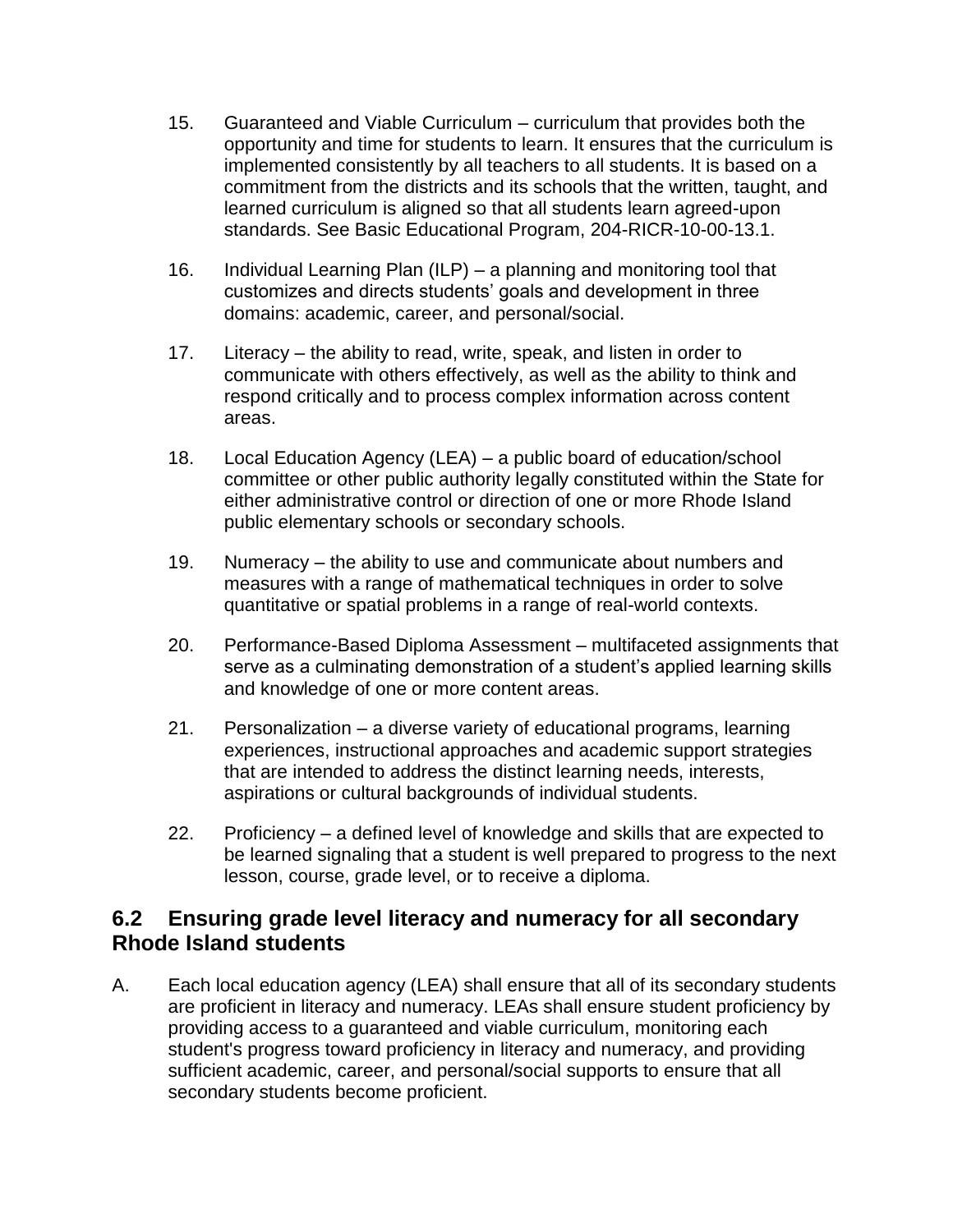15. Guaranteed and Viable Curriculum – curriculum that provides both the opportunity and time for students to learn. It ensures that the curriculum is implemented consistently by all teachers to all students. It is based on a commitment from the districts and its schools that the written, taught, and learned curriculum is aligned so that all students learn agreed-upon standards. See Basic Educational Program, 204-RICR-10-00-13.1.

16. Individual Learning Plan (ILP) – a planning and monitoring tool that customizes and directs students' goals and development in three domains: academic, career, and personal/social.

17. Literacy – the ability to read, write, speak, and listen in order to communicate with others effectively, as well as the ability to think and respond critically and to process complex information across content areas.

18. Local Education Agency (LEA) – a public board of education/school committee or other public authority legally constituted within the State for either administrative control or direction of one or more Rhode Island public elementary schools or secondary schools.

19. Numeracy – the ability to use and communicate about numbers and measures with a range of mathematical techniques in order to solve quantitative or spatial problems in a range of real-world contexts.

20. Performance-Based Diploma Assessment – multifaceted assignments that serve as a culminating demonstration of a student's applied learning skills and knowledge of one or more content areas.

21. Personalization – a diverse variety of educational programs, learning experiences, instructional approaches and academic support strategies that are intended to address the distinct learning needs, interests, aspirations or cultural backgrounds of individual students.

22. Proficiency – a defined level of knowledge and skills that are expected to be learned signaling that a student is well prepared to progress to the next lesson, course, grade level, or to receive a diploma.

## 6.2 Ensuring grade level literacy and numeracy for all secondary Rhode Island students

A. Each local education agency (LEA) shall ensure that all of its secondary students are proficient in literacy and numeracy. LEAs shall ensure student proficiency by providing access to a guaranteed and viable curriculum, monitoring each student's progress toward proficiency in literacy and numeracy, and providing sufficient academic, career, and personal/social supports to ensure that all secondary students become proficient.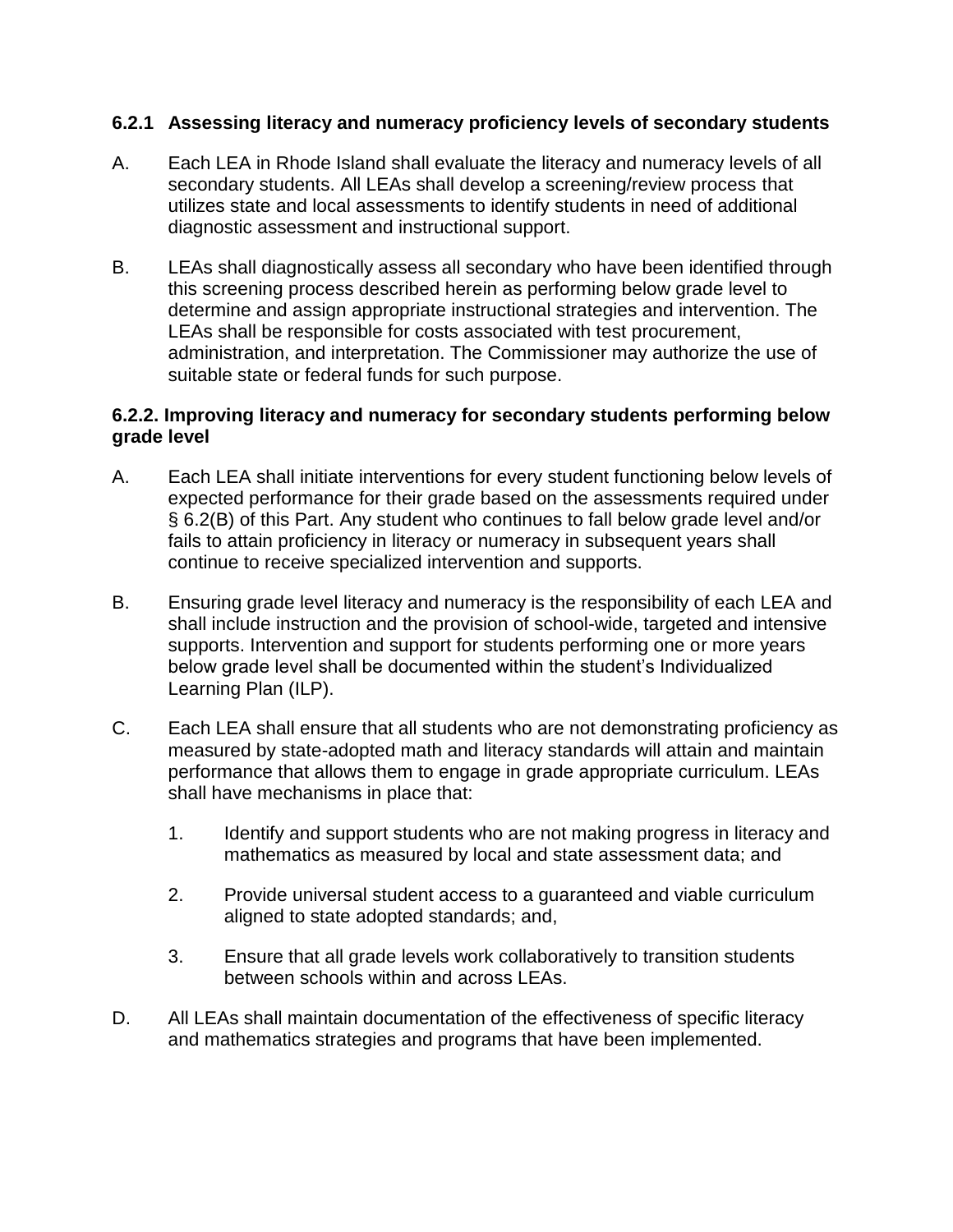### 6.2.1 Assessing literacy and numeracy proficiency levels of secondary students

A. Each LEA in Rhode Island shall evaluate the literacy and numeracy levels of all secondary students. All LEAs shall develop a screening/review process that utilizes state and local assessments to identify students in need of additional diagnostic assessment and instructional support.

B. LEAs shall diagnostically assess all secondary who have been identified through this screening process described herein as performing below grade level to determine and assign appropriate instructional strategies and intervention. The LEAs shall be responsible for costs associated with test procurement, administration, and interpretation. The Commissioner may authorize the use of suitable state or federal funds for such purpose.

### 6.2.2. Improving literacy and numeracy for secondary students performing below grade level

A. Each LEA shall initiate interventions for every student functioning below levels of expected performance for their grade based on the assessments required under § 6.2(B) of this Part. Any student who continues to fall below grade level and/or fails to attain proficiency in literacy or numeracy in subsequent years shall continue to receive specialized intervention and supports.

B. Ensuring grade level literacy and numeracy is the responsibility of each LEA and shall include instruction and the provision of school-wide, targeted and intensive supports. Intervention and support for students performing one or more years below grade level shall be documented within the student's Individualized Learning Plan (ILP).

C. Each LEA shall ensure that all students who are not demonstrating proficiency as measured by state-adopted math and literacy standards will attain and maintain performance that allows them to engage in grade appropriate curriculum. LEAs shall have mechanisms in place that:

   1. Identify and support students who are not making progress in literacy and mathematics as measured by local and state assessment data; and

   2. Provide universal student access to a guaranteed and viable curriculum aligned to state adopted standards; and,

   3. Ensure that all grade levels work collaboratively to transition students between schools within and across LEAs.

D. All LEAs shall maintain documentation of the effectiveness of specific literacy and mathematics strategies and programs that have been implemented.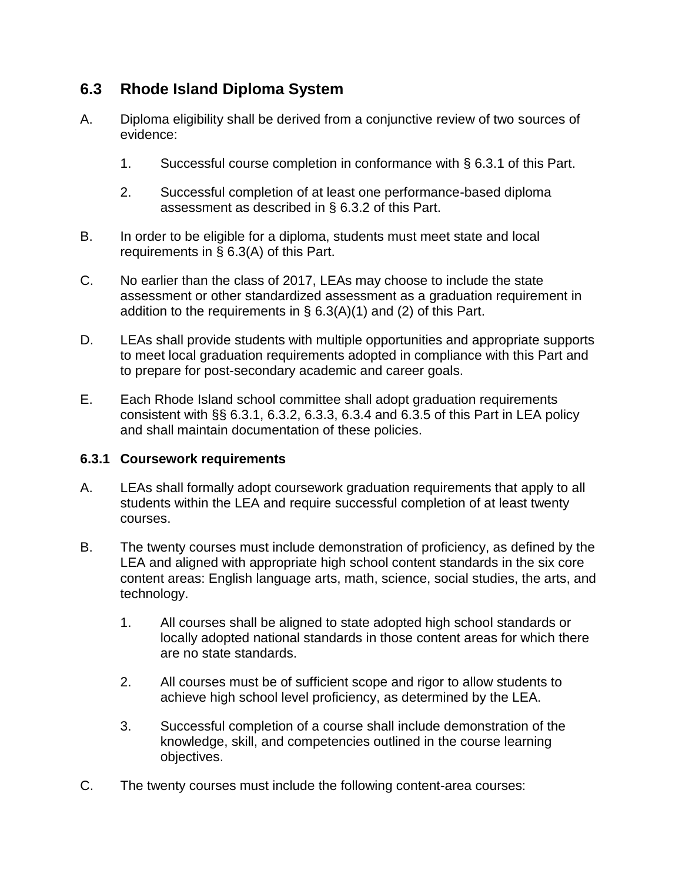## 6.3 Rhode Island Diploma System

A. Diploma eligibility shall be derived from a conjunctive review of two sources of evidence:

  1. Successful course completion in conformance with § 6.3.1 of this Part.

  2. Successful completion of at least one performance-based diploma assessment as described in § 6.3.2 of this Part.

B. In order to be eligible for a diploma, students must meet state and local requirements in § 6.3(A) of this Part.

C. No earlier than the class of 2017, LEAs may choose to include the state assessment or other standardized assessment as a graduation requirement in addition to the requirements in § 6.3(A)(1) and (2) of this Part.

D. LEAs shall provide students with multiple opportunities and appropriate supports to meet local graduation requirements adopted in compliance with this Part and to prepare for post-secondary academic and career goals.

E. Each Rhode Island school committee shall adopt graduation requirements consistent with §§ 6.3.1, 6.3.2, 6.3.3, 6.3.4 and 6.3.5 of this Part in LEA policy and shall maintain documentation of these policies.

### 6.3.1 Coursework requirements

A. LEAs shall formally adopt coursework graduation requirements that apply to all students within the LEA and require successful completion of at least twenty courses.

B. The twenty courses must include demonstration of proficiency, as defined by the LEA and aligned with appropriate high school content standards in the six core content areas: English language arts, math, science, social studies, the arts, and technology.

  1. All courses shall be aligned to state adopted high school standards or locally adopted national standards in those content areas for which there are no state standards.

  2. All courses must be of sufficient scope and rigor to allow students to achieve high school level proficiency, as determined by the LEA.

  3. Successful completion of a course shall include demonstration of the knowledge, skill, and competencies outlined in the course learning objectives.

C. The twenty courses must include the following content-area courses: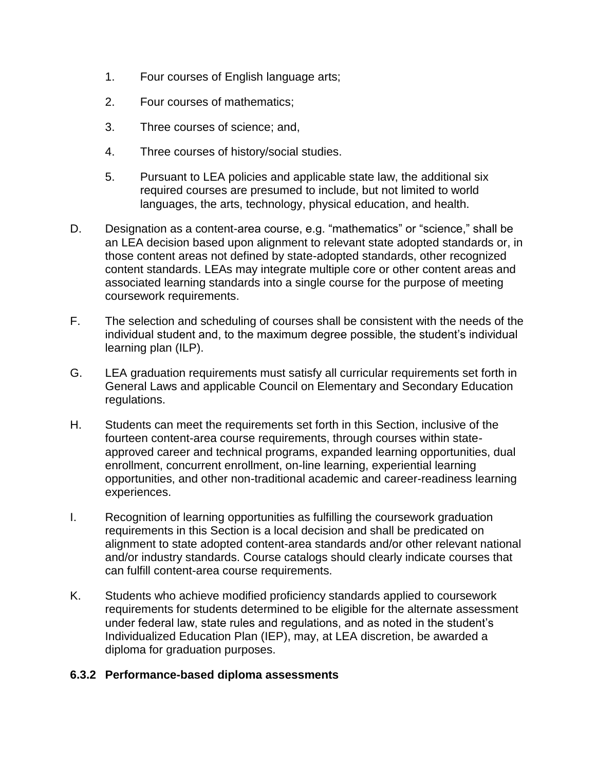1. Four courses of English language arts;

2. Four courses of mathematics;

3. Three courses of science; and,

4. Three courses of history/social studies.

5. Pursuant to LEA policies and applicable state law, the additional six required courses are presumed to include, but not limited to world languages, the arts, technology, physical education, and health.

D. Designation as a content-area course, e.g. "mathematics" or "science," shall be an LEA decision based upon alignment to relevant state adopted standards or, in those content areas not defined by state-adopted standards, other recognized content standards. LEAs may integrate multiple core or other content areas and associated learning standards into a single course for the purpose of meeting coursework requirements.

F. The selection and scheduling of courses shall be consistent with the needs of the individual student and, to the maximum degree possible, the student's individual learning plan (ILP).

G. LEA graduation requirements must satisfy all curricular requirements set forth in General Laws and applicable Council on Elementary and Secondary Education regulations.

H. Students can meet the requirements set forth in this Section, inclusive of the fourteen content-area course requirements, through courses within state-approved career and technical programs, expanded learning opportunities, dual enrollment, concurrent enrollment, on-line learning, experiential learning opportunities, and other non-traditional academic and career-readiness learning experiences.

I. Recognition of learning opportunities as fulfilling the coursework graduation requirements in this Section is a local decision and shall be predicated on alignment to state adopted content-area standards and/or other relevant national and/or industry standards. Course catalogs should clearly indicate courses that can fulfill content-area course requirements.

K. Students who achieve modified proficiency standards applied to coursework requirements for students determined to be eligible for the alternate assessment under federal law, state rules and regulations, and as noted in the student's Individualized Education Plan (IEP), may, at LEA discretion, be awarded a diploma for graduation purposes.

### 6.3.2 Performance-based diploma assessments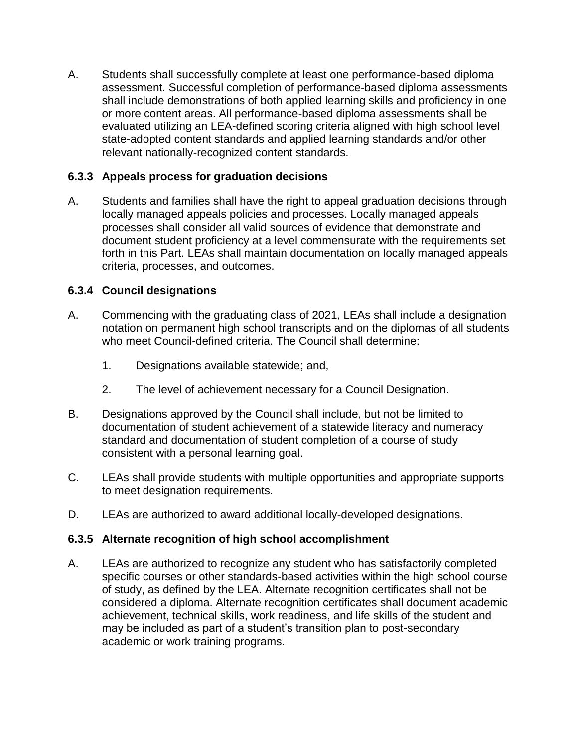A. Students shall successfully complete at least one performance-based diploma assessment. Successful completion of performance-based diploma assessments shall include demonstrations of both applied learning skills and proficiency in one or more content areas. All performance-based diploma assessments shall be evaluated utilizing an LEA-defined scoring criteria aligned with high school level state-adopted content standards and applied learning standards and/or other relevant nationally-recognized content standards.

### 6.3.3 Appeals process for graduation decisions

A. Students and families shall have the right to appeal graduation decisions through locally managed appeals policies and processes. Locally managed appeals processes shall consider all valid sources of evidence that demonstrate and document student proficiency at a level commensurate with the requirements set forth in this Part. LEAs shall maintain documentation on locally managed appeals criteria, processes, and outcomes.

### 6.3.4 Council designations

A. Commencing with the graduating class of 2021, LEAs shall include a designation notation on permanent high school transcripts and on the diplomas of all students who meet Council-defined criteria. The Council shall determine:

   1. Designations available statewide; and,

   2. The level of achievement necessary for a Council Designation.

B. Designations approved by the Council shall include, but not be limited to documentation of student achievement of a statewide literacy and numeracy standard and documentation of student completion of a course of study consistent with a personal learning goal.

C. LEAs shall provide students with multiple opportunities and appropriate supports to meet designation requirements.

D. LEAs are authorized to award additional locally-developed designations.

### 6.3.5 Alternate recognition of high school accomplishment

A. LEAs are authorized to recognize any student who has satisfactorily completed specific courses or other standards-based activities within the high school course of study, as defined by the LEA. Alternate recognition certificates shall not be considered a diploma. Alternate recognition certificates shall document academic achievement, technical skills, work readiness, and life skills of the student and may be included as part of a student's transition plan to post-secondary academic or work training programs.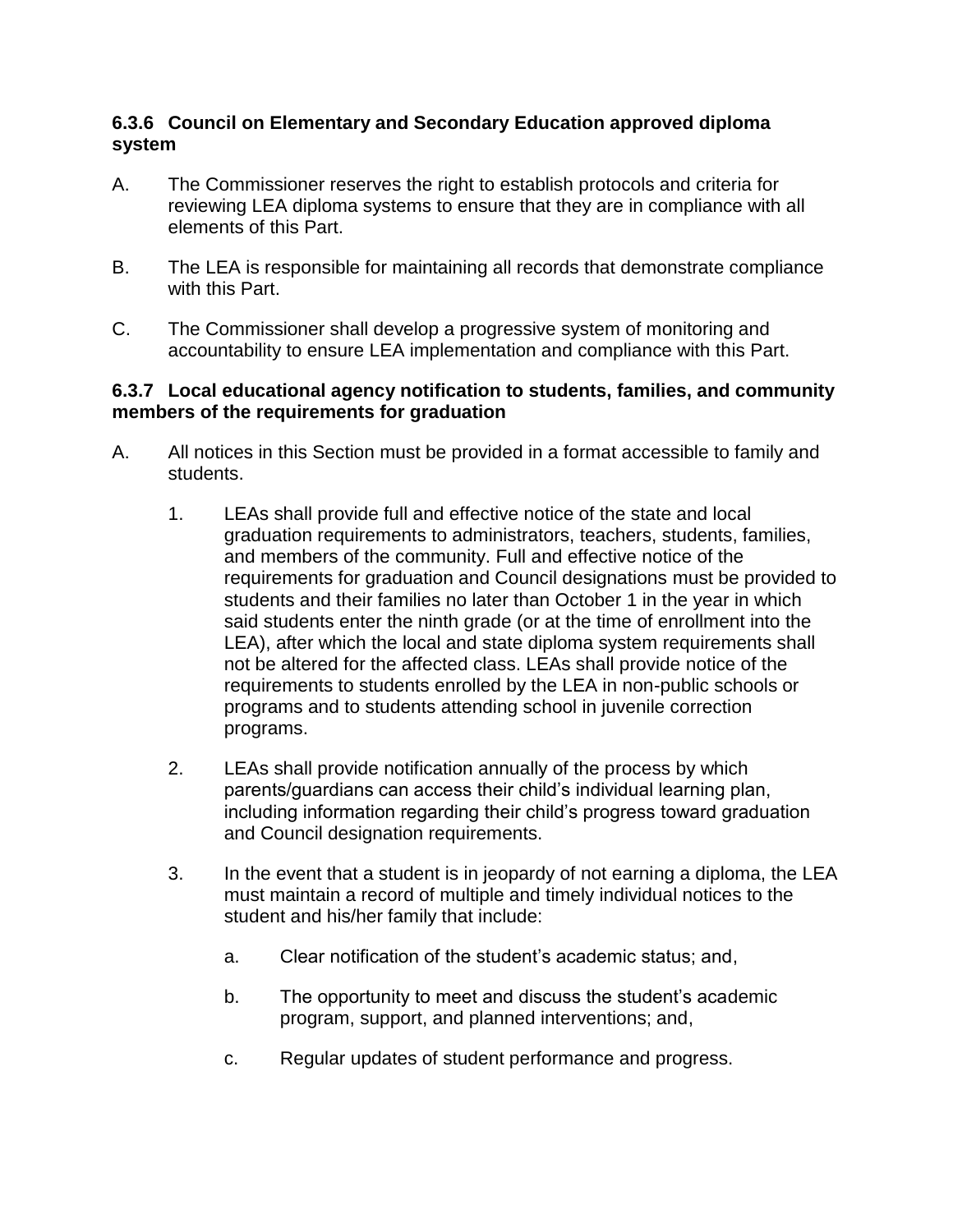### 6.3.6 Council on Elementary and Secondary Education approved diploma system

A. The Commissioner reserves the right to establish protocols and criteria for reviewing LEA diploma systems to ensure that they are in compliance with all elements of this Part.

B. The LEA is responsible for maintaining all records that demonstrate compliance with this Part.

C. The Commissioner shall develop a progressive system of monitoring and accountability to ensure LEA implementation and compliance with this Part.

### 6.3.7 Local educational agency notification to students, families, and community members of the requirements for graduation

A. All notices in this Section must be provided in a format accessible to family and students.

1. LEAs shall provide full and effective notice of the state and local graduation requirements to administrators, teachers, students, families, and members of the community. Full and effective notice of the requirements for graduation and Council designations must be provided to students and their families no later than October 1 in the year in which said students enter the ninth grade (or at the time of enrollment into the LEA), after which the local and state diploma system requirements shall not be altered for the affected class. LEAs shall provide notice of the requirements to students enrolled by the LEA in non-public schools or programs and to students attending school in juvenile correction programs.

2. LEAs shall provide notification annually of the process by which parents/guardians can access their child's individual learning plan, including information regarding their child's progress toward graduation and Council designation requirements.

3. In the event that a student is in jeopardy of not earning a diploma, the LEA must maintain a record of multiple and timely individual notices to the student and his/her family that include:

   a. Clear notification of the student's academic status; and,

   b. The opportunity to meet and discuss the student's academic program, support, and planned interventions; and,

   c. Regular updates of student performance and progress.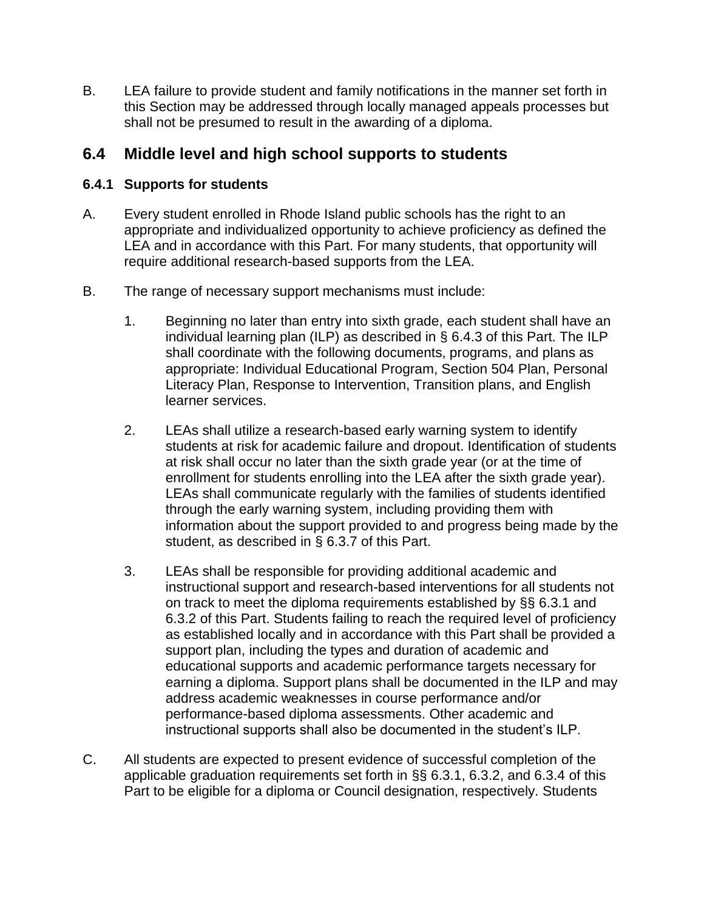B. LEA failure to provide student and family notifications in the manner set forth in this Section may be addressed through locally managed appeals processes but shall not be presumed to result in the awarding of a diploma.

## 6.4 Middle level and high school supports to students

### 6.4.1 Supports for students

A. Every student enrolled in Rhode Island public schools has the right to an appropriate and individualized opportunity to achieve proficiency as defined the LEA and in accordance with this Part. For many students, that opportunity will require additional research-based supports from the LEA.

B. The range of necessary support mechanisms must include:

1. Beginning no later than entry into sixth grade, each student shall have an individual learning plan (ILP) as described in § 6.4.3 of this Part. The ILP shall coordinate with the following documents, programs, and plans as appropriate: Individual Educational Program, Section 504 Plan, Personal Literacy Plan, Response to Intervention, Transition plans, and English learner services.

2. LEAs shall utilize a research-based early warning system to identify students at risk for academic failure and dropout. Identification of students at risk shall occur no later than the sixth grade year (or at the time of enrollment for students enrolling into the LEA after the sixth grade year). LEAs shall communicate regularly with the families of students identified through the early warning system, including providing them with information about the support provided to and progress being made by the student, as described in § 6.3.7 of this Part.

3. LEAs shall be responsible for providing additional academic and instructional support and research-based interventions for all students not on track to meet the diploma requirements established by §§ 6.3.1 and 6.3.2 of this Part. Students failing to reach the required level of proficiency as established locally and in accordance with this Part shall be provided a support plan, including the types and duration of academic and educational supports and academic performance targets necessary for earning a diploma. Support plans shall be documented in the ILP and may address academic weaknesses in course performance and/or performance-based diploma assessments. Other academic and instructional supports shall also be documented in the student's ILP.

C. All students are expected to present evidence of successful completion of the applicable graduation requirements set forth in §§ 6.3.1, 6.3.2, and 6.3.4 of this Part to be eligible for a diploma or Council designation, respectively. Students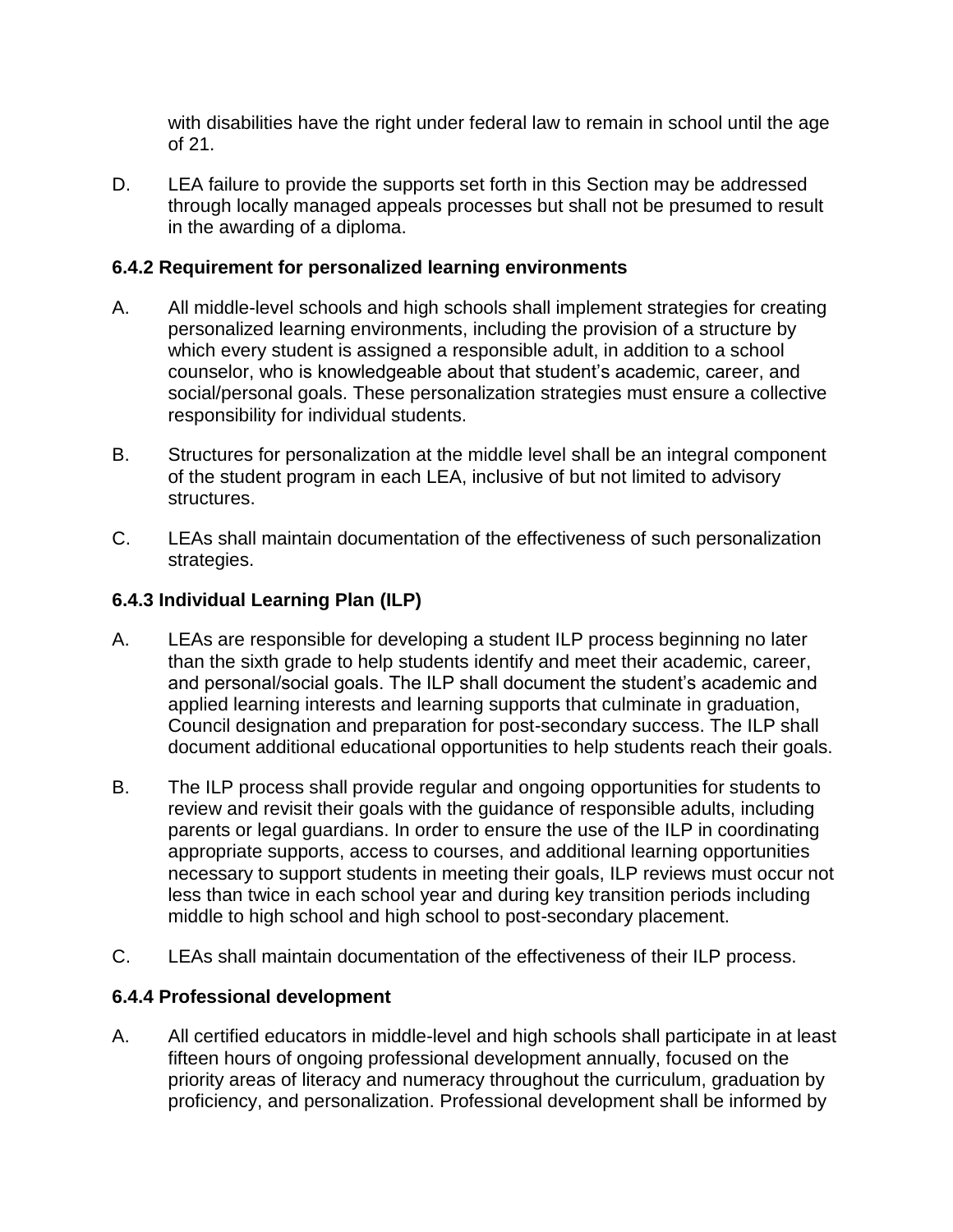with disabilities have the right under federal law to remain in school until the age of 21.

D. LEA failure to provide the supports set forth in this Section may be addressed through locally managed appeals processes but shall not be presumed to result in the awarding of a diploma.

### 6.4.2 Requirement for personalized learning environments

A. All middle-level schools and high schools shall implement strategies for creating personalized learning environments, including the provision of a structure by which every student is assigned a responsible adult, in addition to a school counselor, who is knowledgeable about that student's academic, career, and social/personal goals. These personalization strategies must ensure a collective responsibility for individual students.

B. Structures for personalization at the middle level shall be an integral component of the student program in each LEA, inclusive of but not limited to advisory structures.

C. LEAs shall maintain documentation of the effectiveness of such personalization strategies.

### 6.4.3 Individual Learning Plan (ILP)

A. LEAs are responsible for developing a student ILP process beginning no later than the sixth grade to help students identify and meet their academic, career, and personal/social goals. The ILP shall document the student's academic and applied learning interests and learning supports that culminate in graduation, Council designation and preparation for post-secondary success. The ILP shall document additional educational opportunities to help students reach their goals.

B. The ILP process shall provide regular and ongoing opportunities for students to review and revisit their goals with the guidance of responsible adults, including parents or legal guardians. In order to ensure the use of the ILP in coordinating appropriate supports, access to courses, and additional learning opportunities necessary to support students in meeting their goals, ILP reviews must occur not less than twice in each school year and during key transition periods including middle to high school and high school to post-secondary placement.

C. LEAs shall maintain documentation of the effectiveness of their ILP process.

### 6.4.4 Professional development

A. All certified educators in middle-level and high schools shall participate in at least fifteen hours of ongoing professional development annually, focused on the priority areas of literacy and numeracy throughout the curriculum, graduation by proficiency, and personalization. Professional development shall be informed by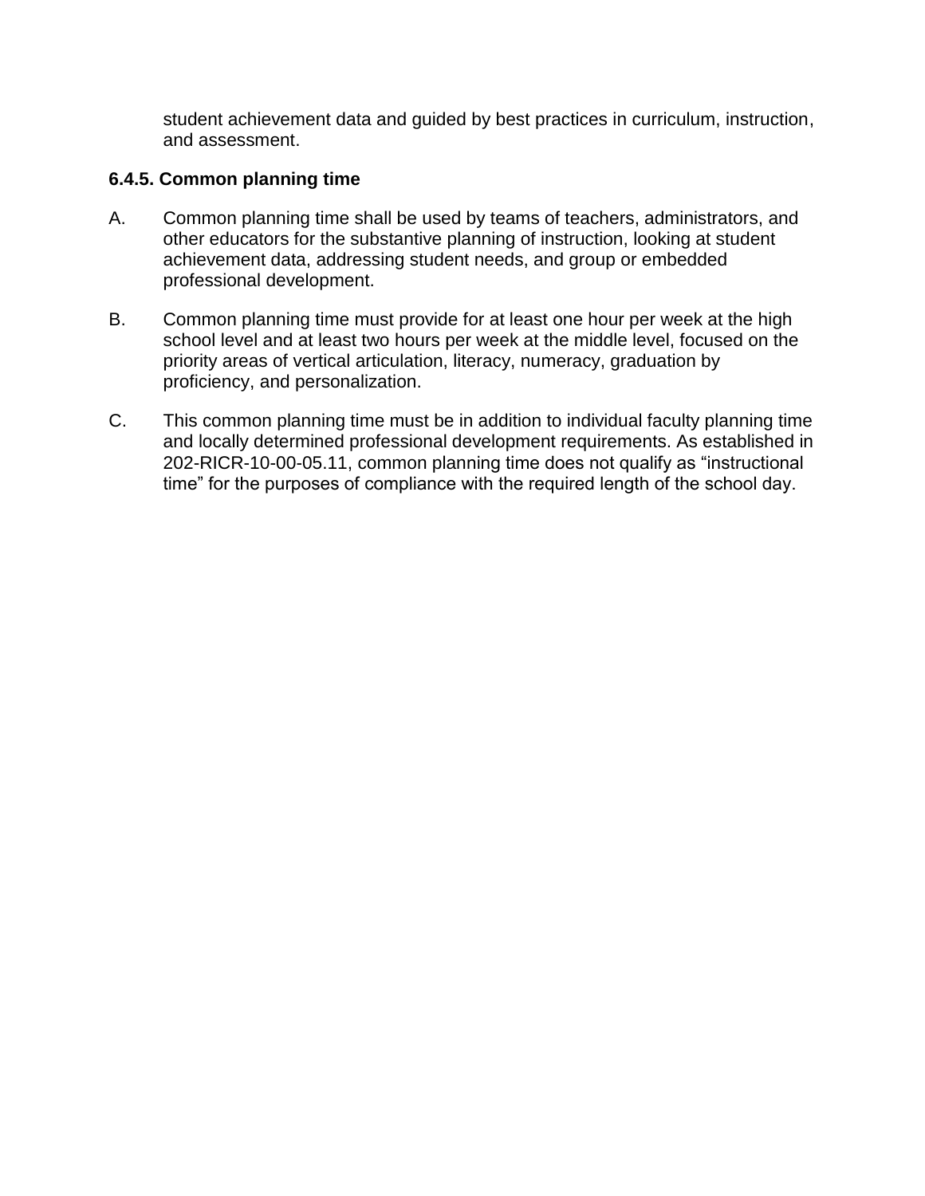student achievement data and guided by best practices in curriculum, instruction, and assessment.

### 6.4.5. Common planning time

A. Common planning time shall be used by teams of teachers, administrators, and other educators for the substantive planning of instruction, looking at student achievement data, addressing student needs, and group or embedded professional development.

B. Common planning time must provide for at least one hour per week at the high school level and at least two hours per week at the middle level, focused on the priority areas of vertical articulation, literacy, numeracy, graduation by proficiency, and personalization.

C. This common planning time must be in addition to individual faculty planning time and locally determined professional development requirements. As established in 202-RICR-10-00-05.11, common planning time does not qualify as "instructional time" for the purposes of compliance with the required length of the school day.